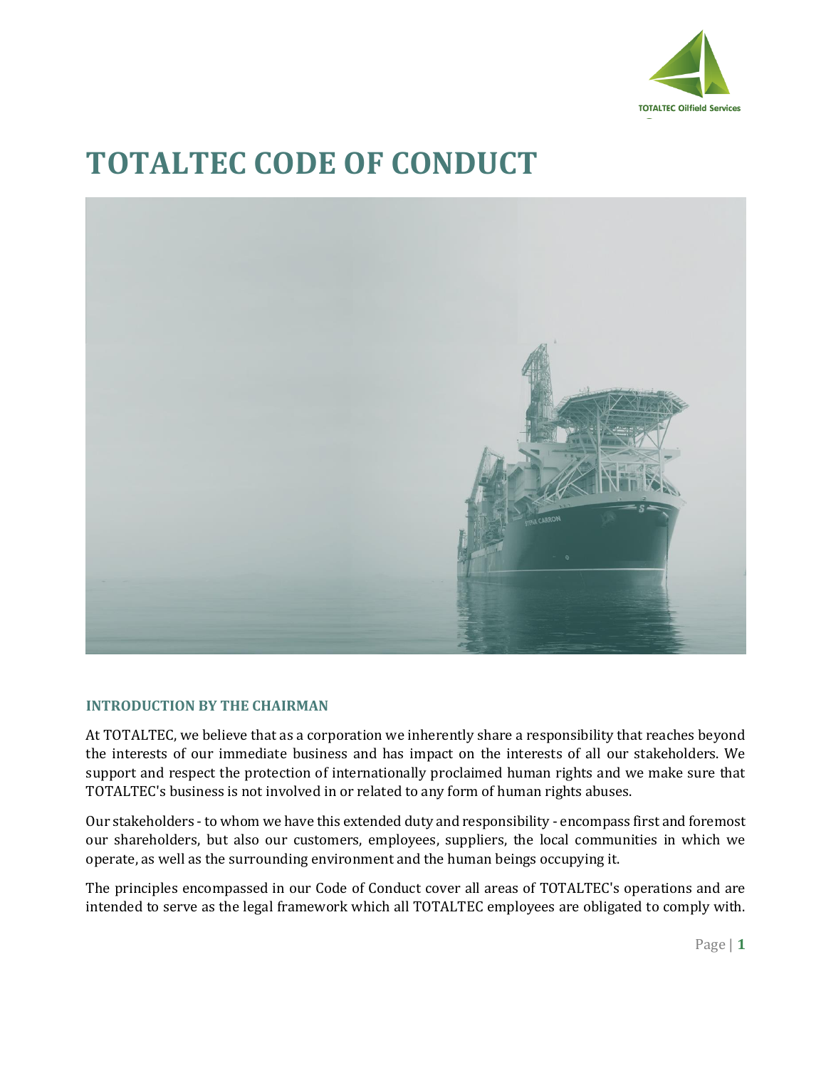# TOTALTEC CODE OF CONDUCT

## INTRODUCTION BY THE CHAIRMAN

At TOTALTEC, we believe that as a corporation we inherently share a responsibility that reaches beyond the interests of our immediate business and has impact on the interests of all our stakeholders. We support and respect the protection of internationally proclaimed human rights and we make sure that TOTALTEC's business is not involved in or related to any form of human rights abuses.

Our stakeholders - to whom we have this extended duty and responsibility - encompass first and foremost our shareholders, but also our customers, employees, suppliers, the local communities in which we operate, as well as the surrounding environment and the human beings occupying it.

The principles encompassed in our Code of Conduct cover all areas of TOTALTEC's operations and are intended to serve as the legal framework which all TOTALTEC employees are obligated to comply with.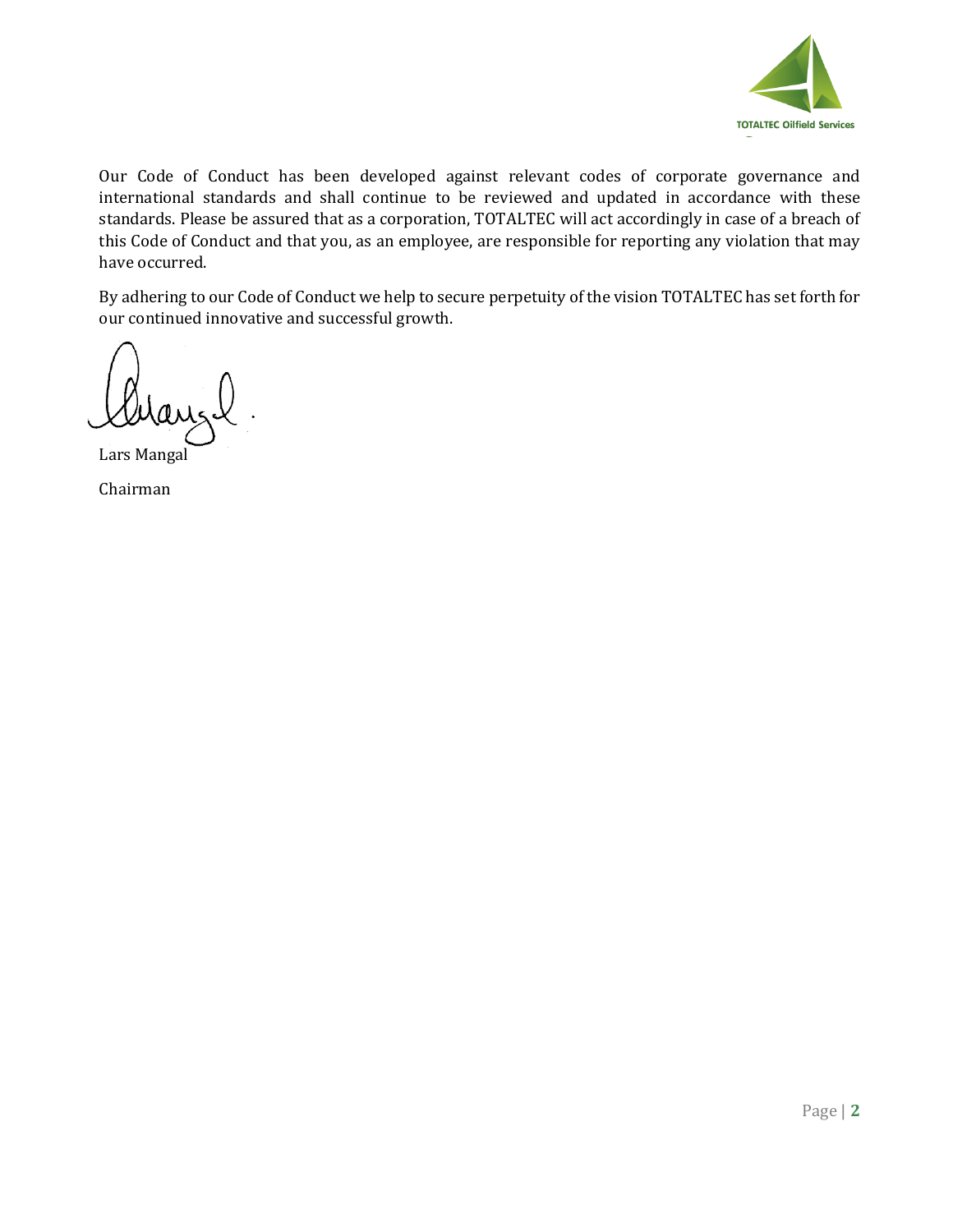Our Code of Conduct has been developed against relevant codes of corporate governance and international standards and shall continue to be reviewed and updated in accordance with these standards. Please be assured that as a corporation, TOTALTEC will act accordingly in case of a breach of this Code of Conduct and that you, as an employee, are responsible for reporting any violation that may have occurred.

By adhering to our Code of Conduct we help to secure perpetuity of the vision TOTALTEC has set forth for our continued innovative and successful growth.

Lars Mangal

Chairman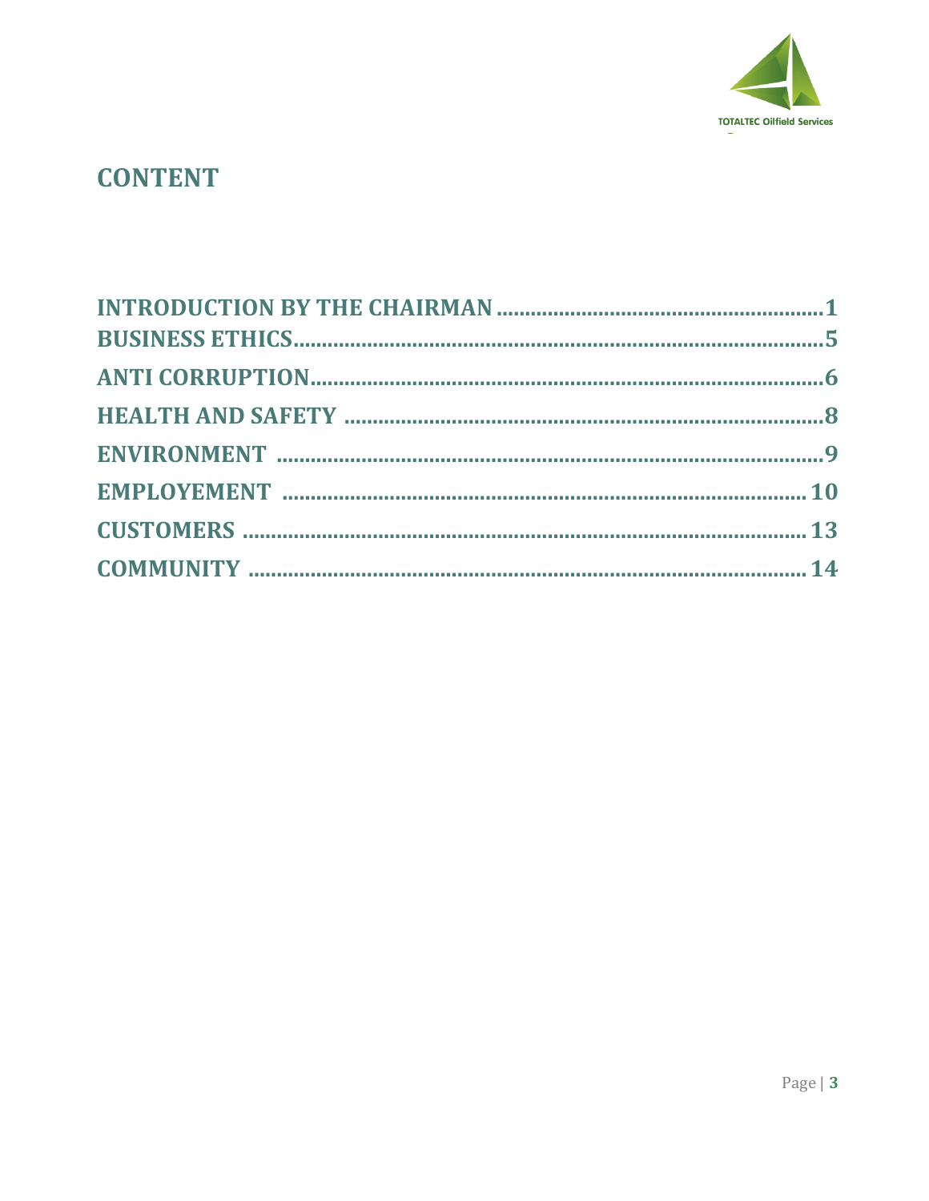# CONTENT

INTRODUCTION BY THE CHAIRMAN ........................................................ 1
BUSINESS ETHICS ........................................................................................ 5
ANTI CORRUPTION ...................................................................................... 6
HEALTH AND SAFETY .................................................................................. 8
ENVIRONMENT ............................................................................................. 9
EMPLOYEMENT ........................................................................................... 10
CUSTOMERS ................................................................................................ 13
COMMUNITY ............................................................................................... 14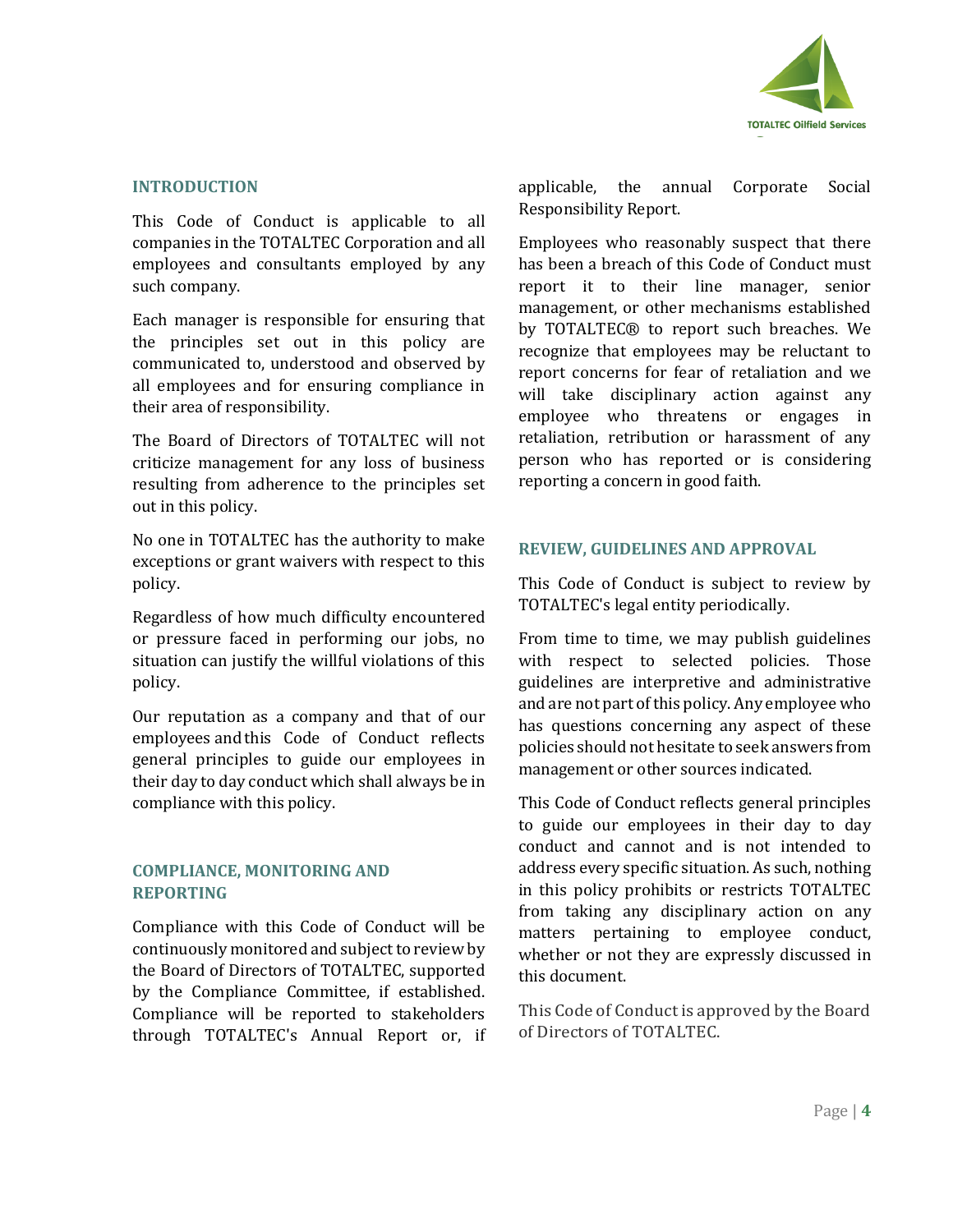## INTRODUCTION

This Code of Conduct is applicable to all companies in the TOTALTEC Corporation and all employees and consultants employed by any such company.

Each manager is responsible for ensuring that the principles set out in this policy are communicated to, understood and observed by all employees and for ensuring compliance in their area of responsibility.

The Board of Directors of TOTALTEC will not criticize management for any loss of business resulting from adherence to the principles set out in this policy.

No one in TOTALTEC has the authority to make exceptions or grant waivers with respect to this policy.

Regardless of how much difficulty encountered or pressure faced in performing our jobs, no situation can justify the willful violations of this policy.

Our reputation as a company and that of our employees and this Code of Conduct reflects general principles to guide our employees in their day to day conduct which shall always be in compliance with this policy.

## COMPLIANCE, MONITORING AND REPORTING

Compliance with this Code of Conduct will be continuously monitored and subject to review by the Board of Directors of TOTALTEC, supported by the Compliance Committee, if established. Compliance will be reported to stakeholders through TOTALTEC's Annual Report or, if applicable, the annual Corporate Social Responsibility Report.

Employees who reasonably suspect that there has been a breach of this Code of Conduct must report it to their line manager, senior management, or other mechanisms established by TOTALTEC® to report such breaches. We recognize that employees may be reluctant to report concerns for fear of retaliation and we will take disciplinary action against any employee who threatens or engages in retaliation, retribution or harassment of any person who has reported or is considering reporting a concern in good faith.

## REVIEW, GUIDELINES AND APPROVAL

This Code of Conduct is subject to review by TOTALTEC's legal entity periodically.

From time to time, we may publish guidelines with respect to selected policies. Those guidelines are interpretive and administrative and are not part of this policy. Any employee who has questions concerning any aspect of these policies should not hesitate to seek answers from management or other sources indicated.

This Code of Conduct reflects general principles to guide our employees in their day to day conduct and cannot and is not intended to address every specific situation. As such, nothing in this policy prohibits or restricts TOTALTEC from taking any disciplinary action on any matters pertaining to employee conduct, whether or not they are expressly discussed in this document.

This Code of Conduct is approved by the Board of Directors of TOTALTEC.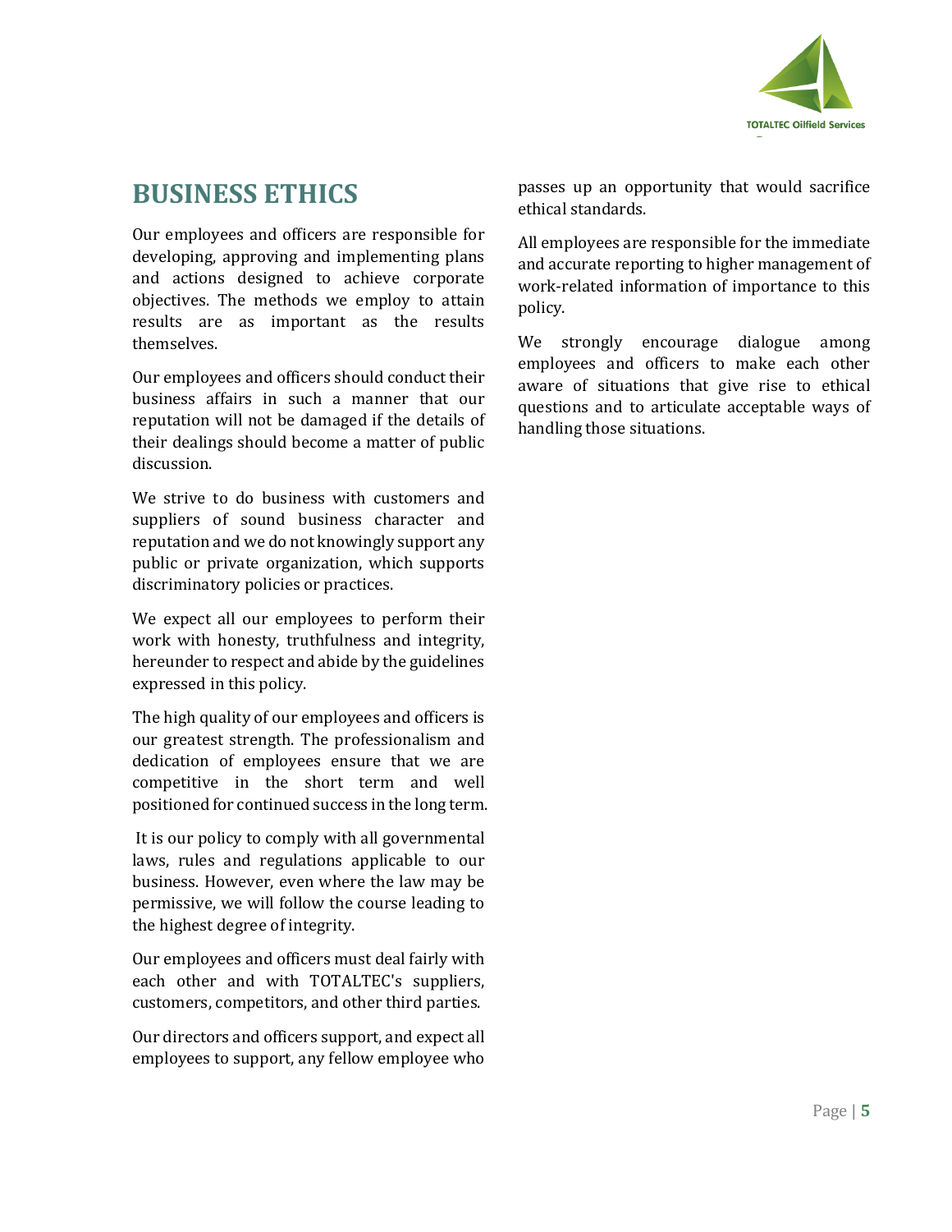# BUSINESS ETHICS

Our employees and officers are responsible for developing, approving and implementing plans and actions designed to achieve corporate objectives. The methods we employ to attain results are as important as the results themselves.

Our employees and officers should conduct their business affairs in such a manner that our reputation will not be damaged if the details of their dealings should become a matter of public discussion.

We strive to do business with customers and suppliers of sound business character and reputation and we do not knowingly support any public or private organization, which supports discriminatory policies or practices.

We expect all our employees to perform their work with honesty, truthfulness and integrity, hereunder to respect and abide by the guidelines expressed in this policy.

The high quality of our employees and officers is our greatest strength. The professionalism and dedication of employees ensure that we are competitive in the short term and well positioned for continued success in the long term.

It is our policy to comply with all governmental laws, rules and regulations applicable to our business. However, even where the law may be permissive, we will follow the course leading to the highest degree of integrity.

Our employees and officers must deal fairly with each other and with TOTALTEC's suppliers, customers, competitors, and other third parties.

Our directors and officers support, and expect all employees to support, any fellow employee who passes up an opportunity that would sacrifice ethical standards.

All employees are responsible for the immediate and accurate reporting to higher management of work-related information of importance to this policy.

We strongly encourage dialogue among employees and officers to make each other aware of situations that give rise to ethical questions and to articulate acceptable ways of handling those situations.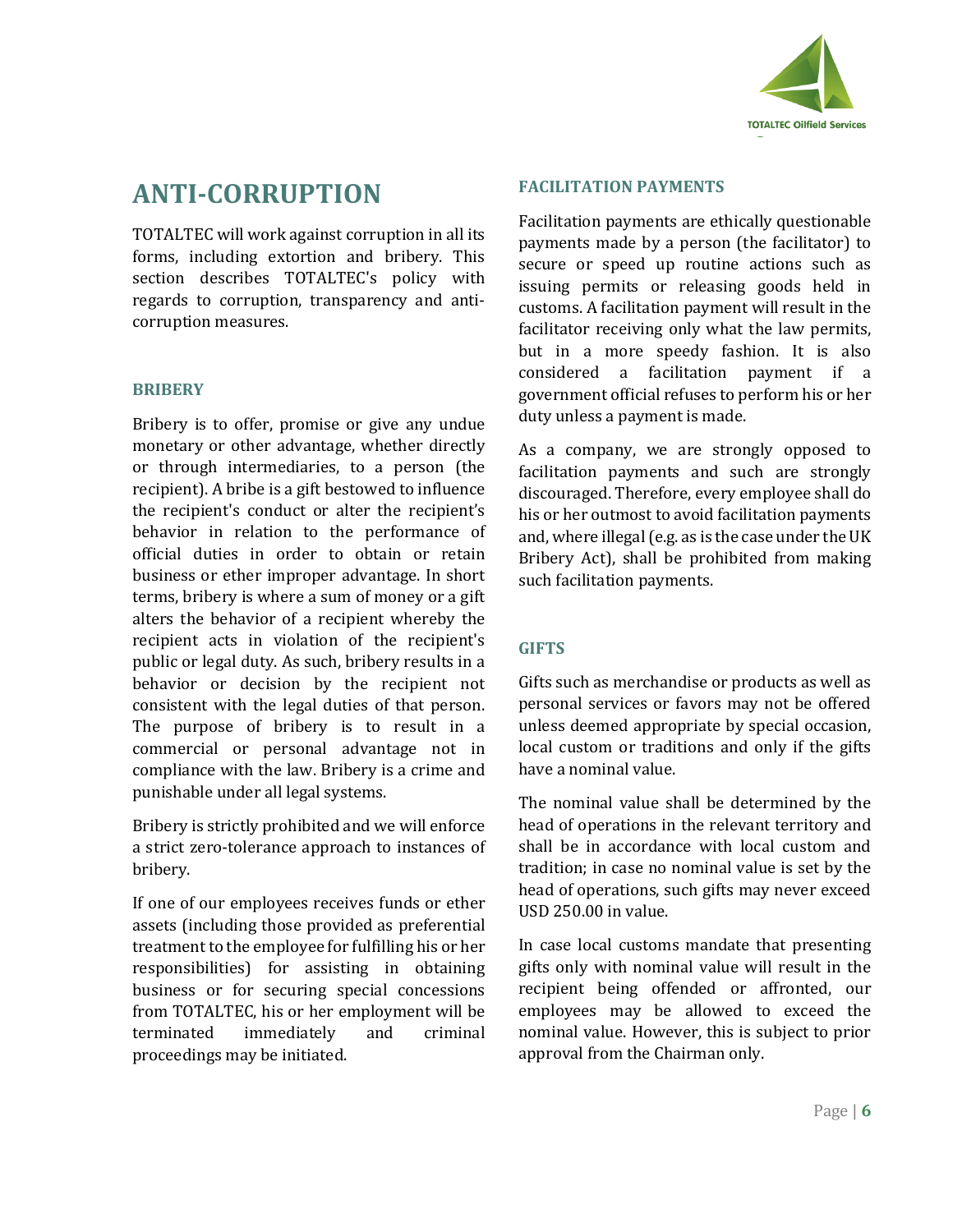# ANTI-CORRUPTION

TOTALTEC will work against corruption in all its forms, including extortion and bribery. This section describes TOTALTEC's policy with regards to corruption, transparency and anti-corruption measures.

### BRIBERY

Bribery is to offer, promise or give any undue monetary or other advantage, whether directly or through intermediaries, to a person (the recipient). A bribe is a gift bestowed to influence the recipient's conduct or alter the recipient's behavior in relation to the performance of official duties in order to obtain or retain business or ether improper advantage. In short terms, bribery is where a sum of money or a gift alters the behavior of a recipient whereby the recipient acts in violation of the recipient's public or legal duty. As such, bribery results in a behavior or decision by the recipient not consistent with the legal duties of that person. The purpose of bribery is to result in a commercial or personal advantage not in compliance with the law. Bribery is a crime and punishable under all legal systems.

Bribery is strictly prohibited and we will enforce a strict zero-tolerance approach to instances of bribery.

If one of our employees receives funds or ether assets (including those provided as preferential treatment to the employee for fulfilling his or her responsibilities) for assisting in obtaining business or for securing special concessions from TOTALTEC, his or her employment will be terminated immediately and criminal proceedings may be initiated.

### FACILITATION PAYMENTS

Facilitation payments are ethically questionable payments made by a person (the facilitator) to secure or speed up routine actions such as issuing permits or releasing goods held in customs. A facilitation payment will result in the facilitator receiving only what the law permits, but in a more speedy fashion. It is also considered a facilitation payment if a government official refuses to perform his or her duty unless a payment is made.

As a company, we are strongly opposed to facilitation payments and such are strongly discouraged. Therefore, every employee shall do his or her outmost to avoid facilitation payments and, where illegal (e.g. as is the case under the UK Bribery Act), shall be prohibited from making such facilitation payments.

### GIFTS

Gifts such as merchandise or products as well as personal services or favors may not be offered unless deemed appropriate by special occasion, local custom or traditions and only if the gifts have a nominal value.

The nominal value shall be determined by the head of operations in the relevant territory and shall be in accordance with local custom and tradition; in case no nominal value is set by the head of operations, such gifts may never exceed USD 250.00 in value.

In case local customs mandate that presenting gifts only with nominal value will result in the recipient being offended or affronted, our employees may be allowed to exceed the nominal value. However, this is subject to prior approval from the Chairman only.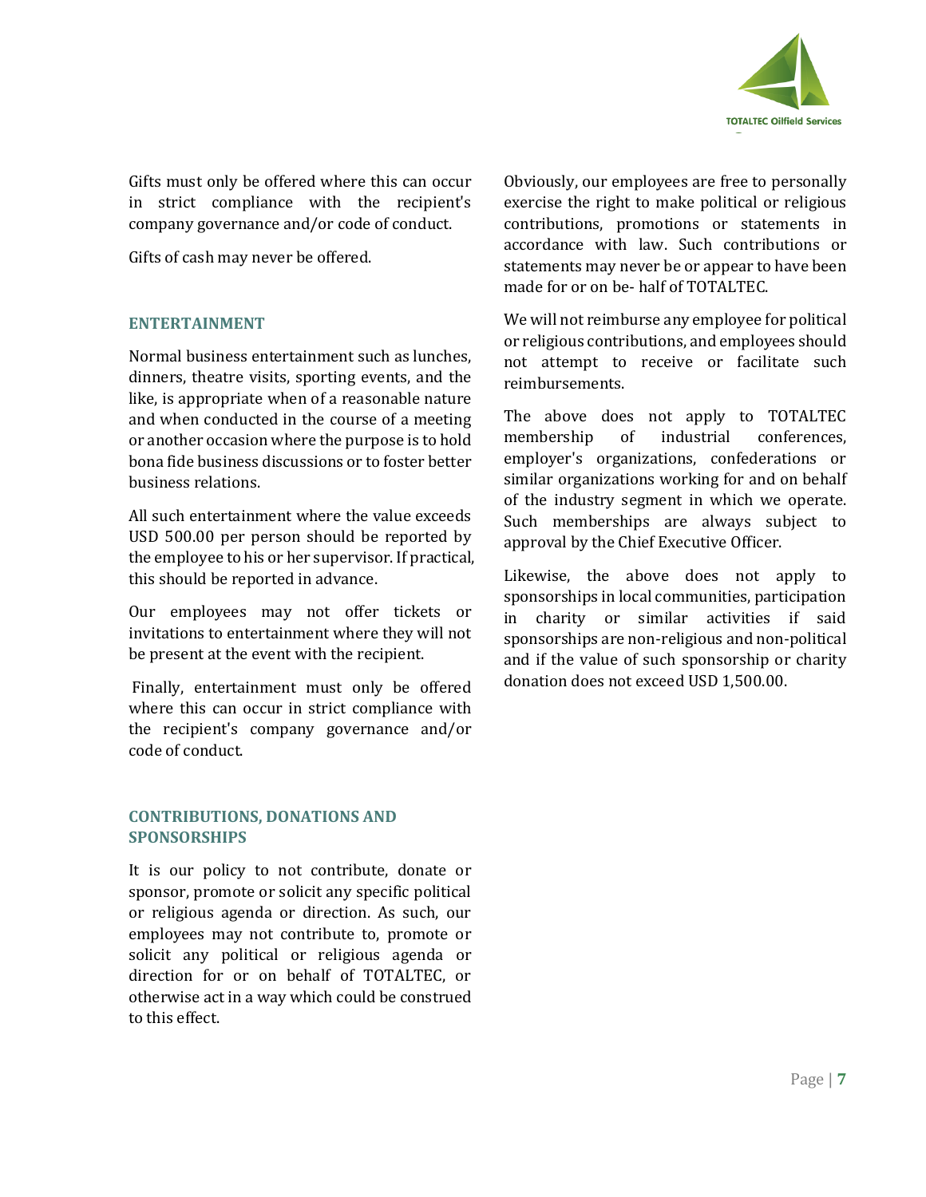Gifts must only be offered where this can occur in strict compliance with the recipient's company governance and/or code of conduct.

Gifts of cash may never be offered.

## ENTERTAINMENT

Normal business entertainment such as lunches, dinners, theatre visits, sporting events, and the like, is appropriate when of a reasonable nature and when conducted in the course of a meeting or another occasion where the purpose is to hold bona fide business discussions or to foster better business relations.

All such entertainment where the value exceeds USD 500.00 per person should be reported by the employee to his or her supervisor. If practical, this should be reported in advance.

Our employees may not offer tickets or invitations to entertainment where they will not be present at the event with the recipient.

Finally, entertainment must only be offered where this can occur in strict compliance with the recipient's company governance and/or code of conduct.

## CONTRIBUTIONS, DONATIONS AND SPONSORSHIPS

It is our policy to not contribute, donate or sponsor, promote or solicit any specific political or religious agenda or direction. As such, our employees may not contribute to, promote or solicit any political or religious agenda or direction for or on behalf of TOTALTEC, or otherwise act in a way which could be construed to this effect.

Obviously, our employees are free to personally exercise the right to make political or religious contributions, promotions or statements in accordance with law. Such contributions or statements may never be or appear to have been made for or on be- half of TOTALTEC.

We will not reimburse any employee for political or religious contributions, and employees should not attempt to receive or facilitate such reimbursements.

The above does not apply to TOTALTEC membership of industrial conferences, employer's organizations, confederations or similar organizations working for and on behalf of the industry segment in which we operate. Such memberships are always subject to approval by the Chief Executive Officer.

Likewise, the above does not apply to sponsorships in local communities, participation in charity or similar activities if said sponsorships are non-religious and non-political and if the value of such sponsorship or charity donation does not exceed USD 1,500.00.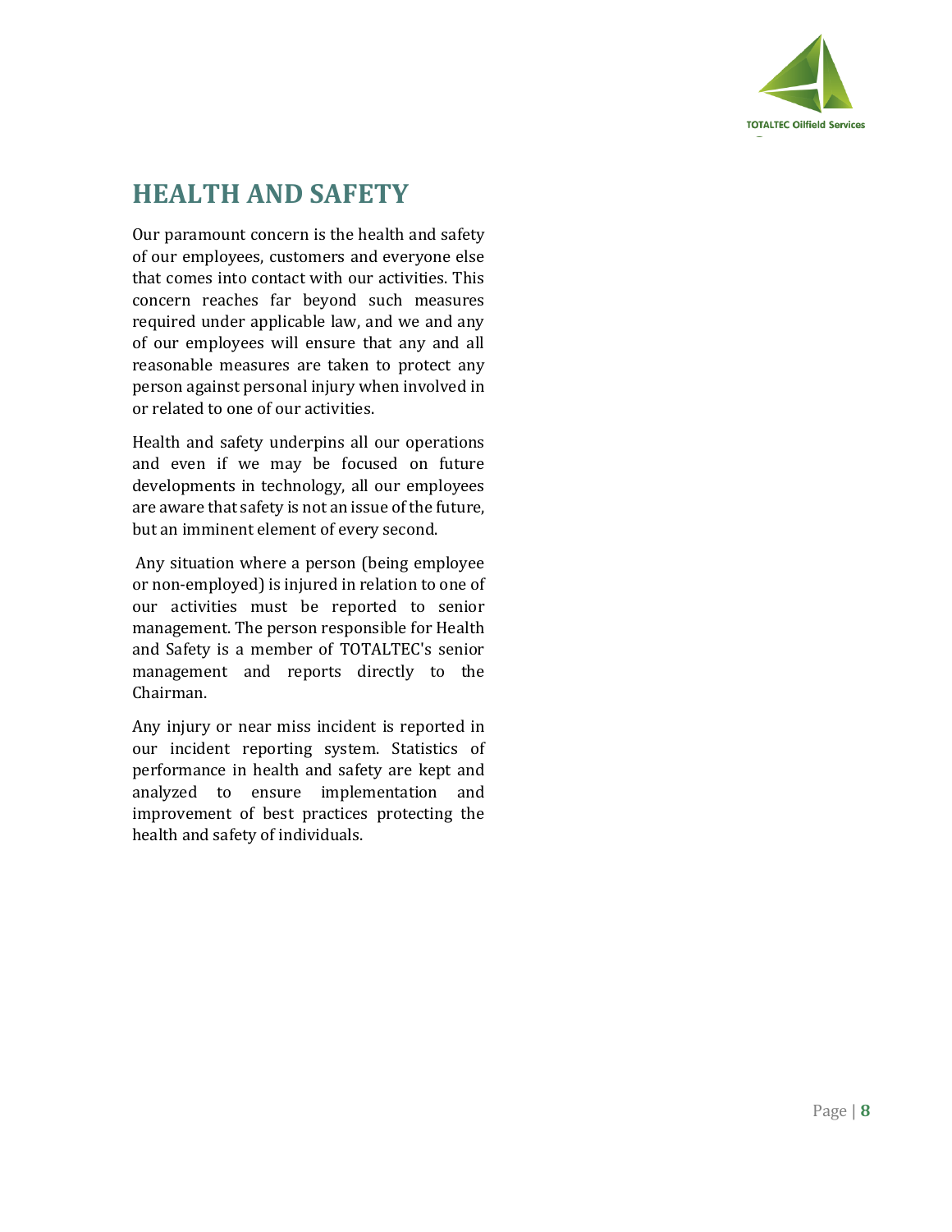# HEALTH AND SAFETY

Our paramount concern is the health and safety of our employees, customers and everyone else that comes into contact with our activities. This concern reaches far beyond such measures required under applicable law, and we and any of our employees will ensure that any and all reasonable measures are taken to protect any person against personal injury when involved in or related to one of our activities.

Health and safety underpins all our operations and even if we may be focused on future developments in technology, all our employees are aware that safety is not an issue of the future, but an imminent element of every second.

Any situation where a person (being employee or non-employed) is injured in relation to one of our activities must be reported to senior management. The person responsible for Health and Safety is a member of TOTALTEC's senior management and reports directly to the Chairman.

Any injury or near miss incident is reported in our incident reporting system. Statistics of performance in health and safety are kept and analyzed to ensure implementation and improvement of best practices protecting the health and safety of individuals.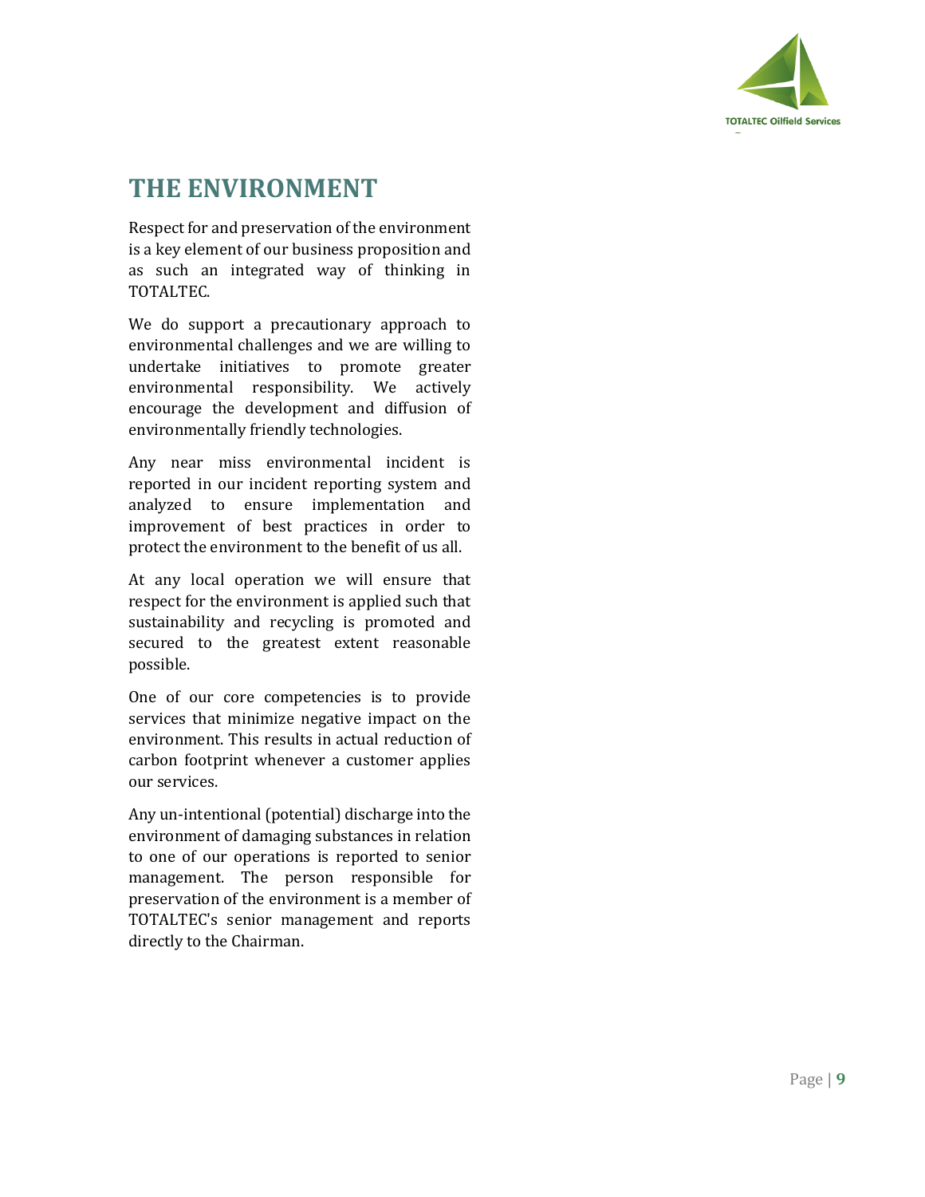# THE ENVIRONMENT

Respect for and preservation of the environment is a key element of our business proposition and as such an integrated way of thinking in TOTALTEC.

We do support a precautionary approach to environmental challenges and we are willing to undertake initiatives to promote greater environmental responsibility. We actively encourage the development and diffusion of environmentally friendly technologies.

Any near miss environmental incident is reported in our incident reporting system and analyzed to ensure implementation and improvement of best practices in order to protect the environment to the benefit of us all.

At any local operation we will ensure that respect for the environment is applied such that sustainability and recycling is promoted and secured to the greatest extent reasonable possible.

One of our core competencies is to provide services that minimize negative impact on the environment. This results in actual reduction of carbon footprint whenever a customer applies our services.

Any un-intentional (potential) discharge into the environment of damaging substances in relation to one of our operations is reported to senior management. The person responsible for preservation of the environment is a member of TOTALTEC's senior management and reports directly to the Chairman.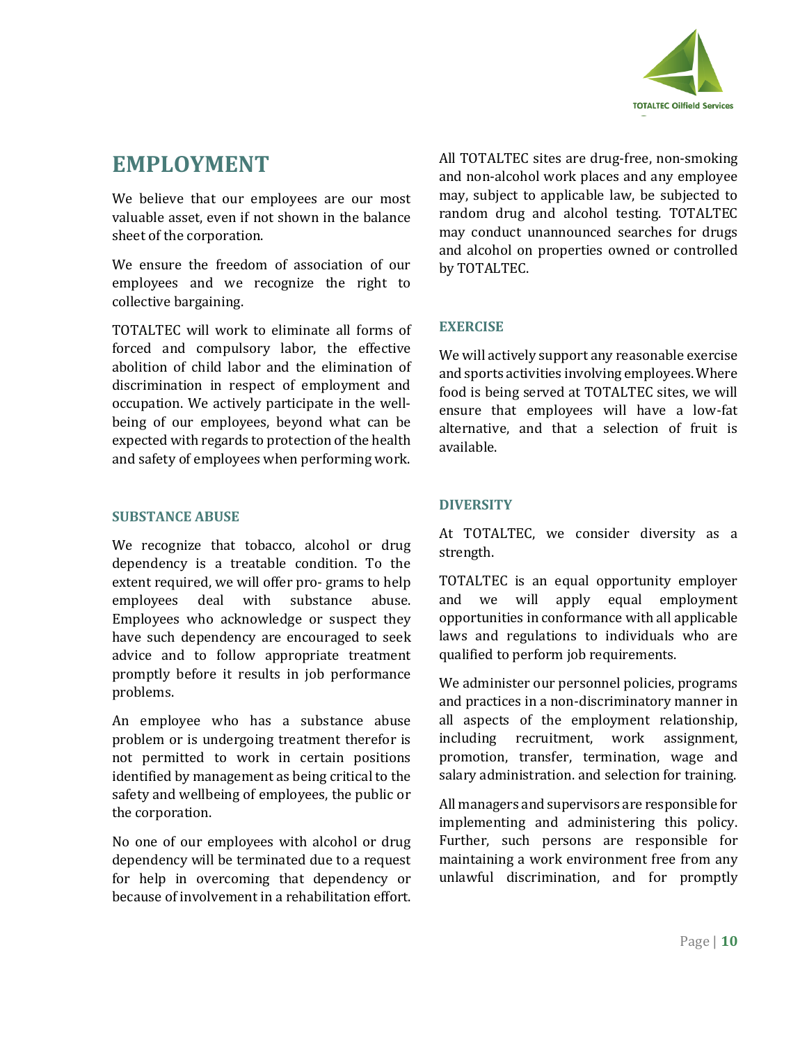# EMPLOYMENT

We believe that our employees are our most valuable asset, even if not shown in the balance sheet of the corporation.

We ensure the freedom of association of our employees and we recognize the right to collective bargaining.

TOTALTEC will work to eliminate all forms of forced and compulsory labor, the effective abolition of child labor and the elimination of discrimination in respect of employment and occupation. We actively participate in the well-being of our employees, beyond what can be expected with regards to protection of the health and safety of employees when performing work.

### SUBSTANCE ABUSE

We recognize that tobacco, alcohol or drug dependency is a treatable condition. To the extent required, we will offer pro- grams to help employees deal with substance abuse. Employees who acknowledge or suspect they have such dependency are encouraged to seek advice and to follow appropriate treatment promptly before it results in job performance problems.

An employee who has a substance abuse problem or is undergoing treatment therefor is not permitted to work in certain positions identified by management as being critical to the safety and wellbeing of employees, the public or the corporation.

No one of our employees with alcohol or drug dependency will be terminated due to a request for help in overcoming that dependency or because of involvement in a rehabilitation effort.

All TOTALTEC sites are drug-free, non-smoking and non-alcohol work places and any employee may, subject to applicable law, be subjected to random drug and alcohol testing. TOTALTEC may conduct unannounced searches for drugs and alcohol on properties owned or controlled by TOTALTEC.

### EXERCISE

We will actively support any reasonable exercise and sports activities involving employees. Where food is being served at TOTALTEC sites, we will ensure that employees will have a low-fat alternative, and that a selection of fruit is available.

### DIVERSITY

At TOTALTEC, we consider diversity as a strength.

TOTALTEC is an equal opportunity employer and we will apply equal employment opportunities in conformance with all applicable laws and regulations to individuals who are qualified to perform job requirements.

We administer our personnel policies, programs and practices in a non-discriminatory manner in all aspects of the employment relationship, including recruitment, work assignment, promotion, transfer, termination, wage and salary administration. and selection for training.

All managers and supervisors are responsible for implementing and administering this policy. Further, such persons are responsible for maintaining a work environment free from any unlawful discrimination, and for promptly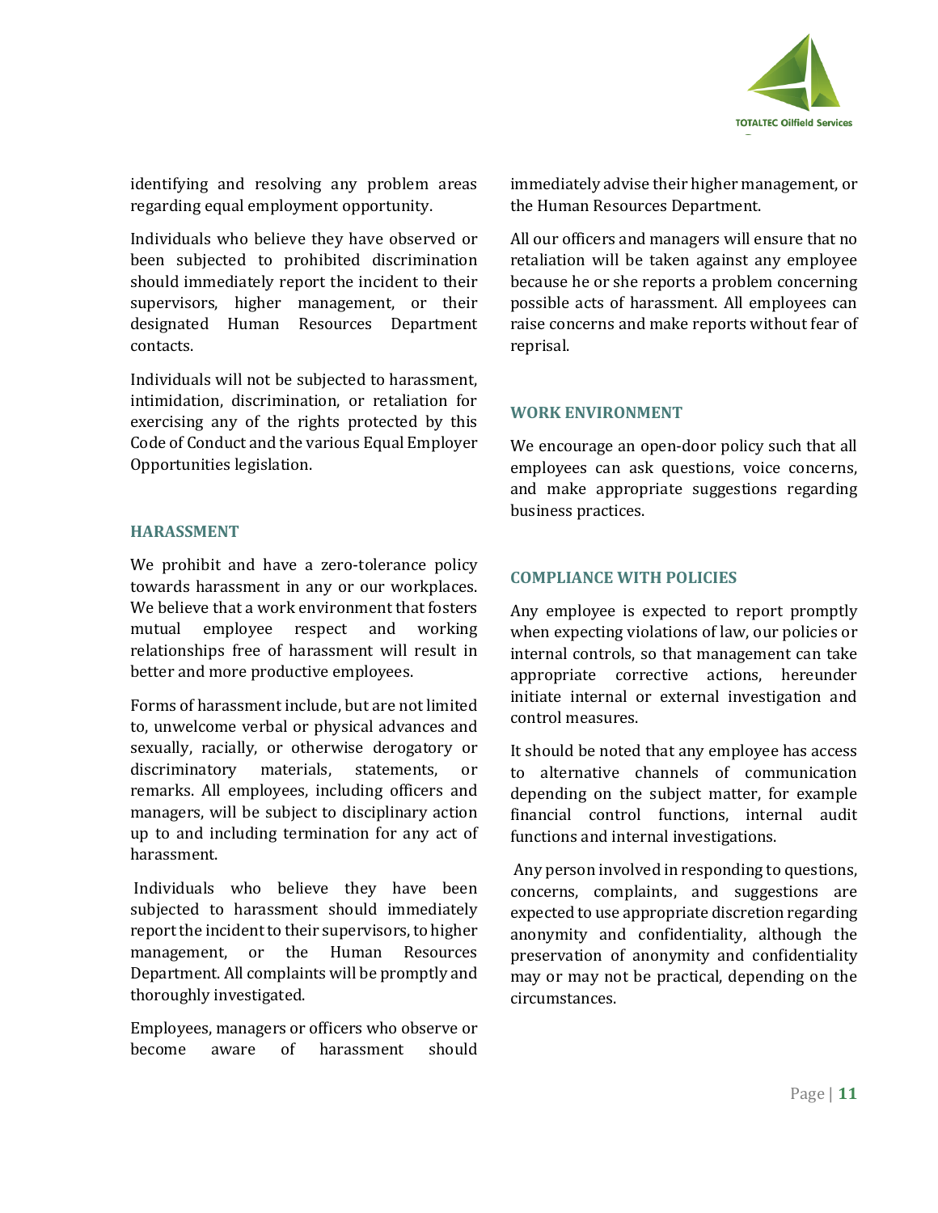identifying and resolving any problem areas regarding equal employment opportunity.

Individuals who believe they have observed or been subjected to prohibited discrimination should immediately report the incident to their supervisors, higher management, or their designated Human Resources Department contacts.

Individuals will not be subjected to harassment, intimidation, discrimination, or retaliation for exercising any of the rights protected by this Code of Conduct and the various Equal Employer Opportunities legislation.

## HARASSMENT

We prohibit and have a zero-tolerance policy towards harassment in any or our workplaces. We believe that a work environment that fosters mutual employee respect and working relationships free of harassment will result in better and more productive employees.

Forms of harassment include, but are not limited to, unwelcome verbal or physical advances and sexually, racially, or otherwise derogatory or discriminatory materials, statements, or remarks. All employees, including officers and managers, will be subject to disciplinary action up to and including termination for any act of harassment.

Individuals who believe they have been subjected to harassment should immediately report the incident to their supervisors, to higher management, or the Human Resources Department. All complaints will be promptly and thoroughly investigated.

Employees, managers or officers who observe or become aware of harassment should immediately advise their higher management, or the Human Resources Department.

All our officers and managers will ensure that no retaliation will be taken against any employee because he or she reports a problem concerning possible acts of harassment. All employees can raise concerns and make reports without fear of reprisal.

## WORK ENVIRONMENT

We encourage an open-door policy such that all employees can ask questions, voice concerns, and make appropriate suggestions regarding business practices.

## COMPLIANCE WITH POLICIES

Any employee is expected to report promptly when expecting violations of law, our policies or internal controls, so that management can take appropriate corrective actions, hereunder initiate internal or external investigation and control measures.

It should be noted that any employee has access to alternative channels of communication depending on the subject matter, for example financial control functions, internal audit functions and internal investigations.

Any person involved in responding to questions, concerns, complaints, and suggestions are expected to use appropriate discretion regarding anonymity and confidentiality, although the preservation of anonymity and confidentiality may or may not be practical, depending on the circumstances.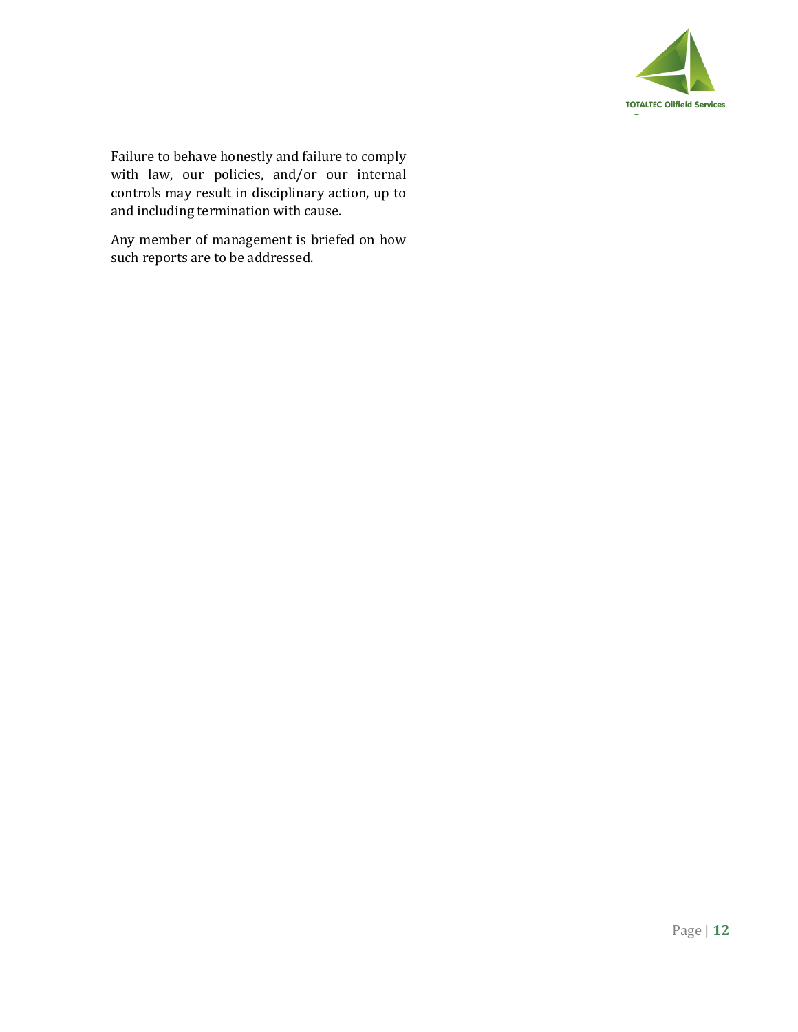Failure to behave honestly and failure to comply with law, our policies, and/or our internal controls may result in disciplinary action, up to and including termination with cause.

Any member of management is briefed on how such reports are to be addressed.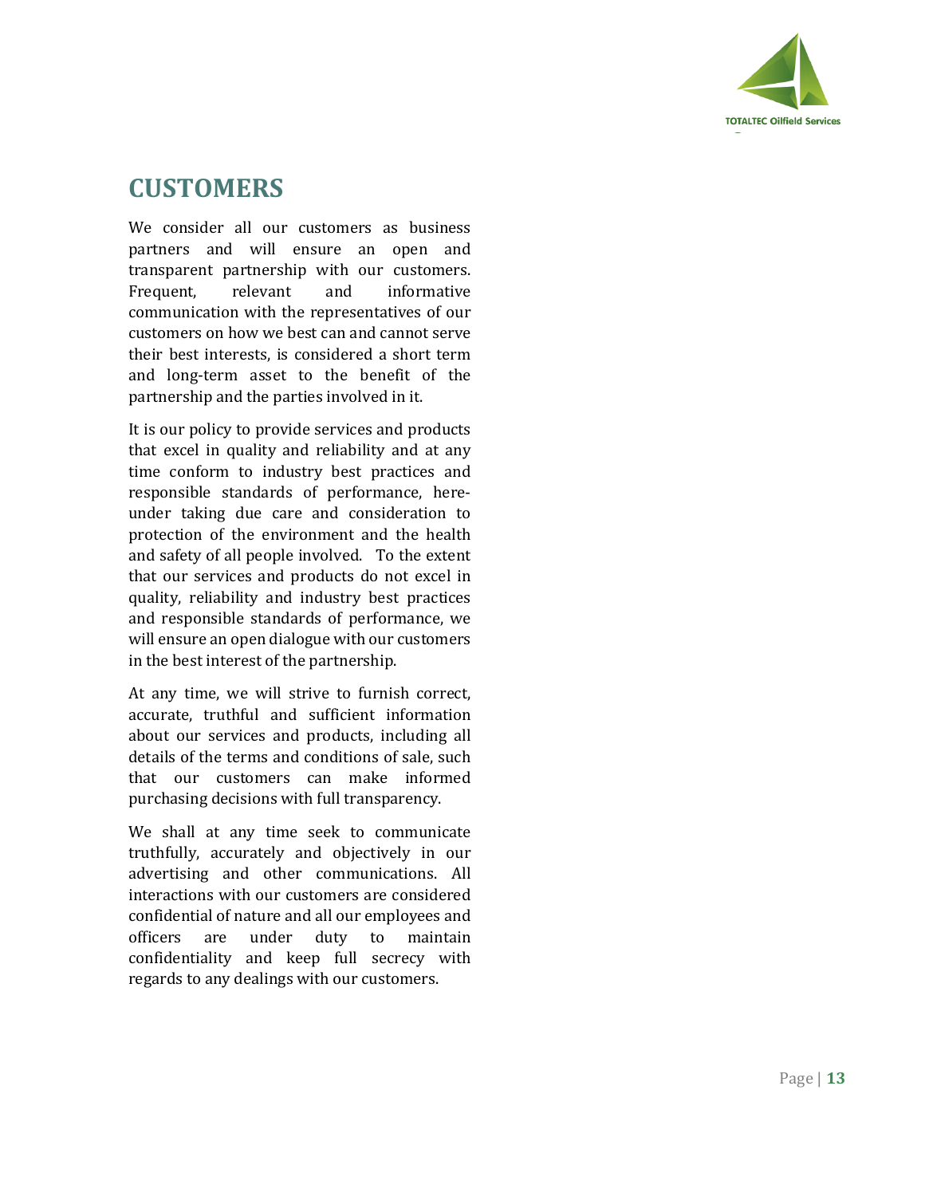## CUSTOMERS

We consider all our customers as business partners and will ensure an open and transparent partnership with our customers. Frequent, relevant and informative communication with the representatives of our customers on how we best can and cannot serve their best interests, is considered a short term and long-term asset to the benefit of the partnership and the parties involved in it.

It is our policy to provide services and products that excel in quality and reliability and at any time conform to industry best practices and responsible standards of performance, here-under taking due care and consideration to protection of the environment and the health and safety of all people involved. To the extent that our services and products do not excel in quality, reliability and industry best practices and responsible standards of performance, we will ensure an open dialogue with our customers in the best interest of the partnership.

At any time, we will strive to furnish correct, accurate, truthful and sufficient information about our services and products, including all details of the terms and conditions of sale, such that our customers can make informed purchasing decisions with full transparency.

We shall at any time seek to communicate truthfully, accurately and objectively in our advertising and other communications. All interactions with our customers are considered confidential of nature and all our employees and officers are under duty to maintain confidentiality and keep full secrecy with regards to any dealings with our customers.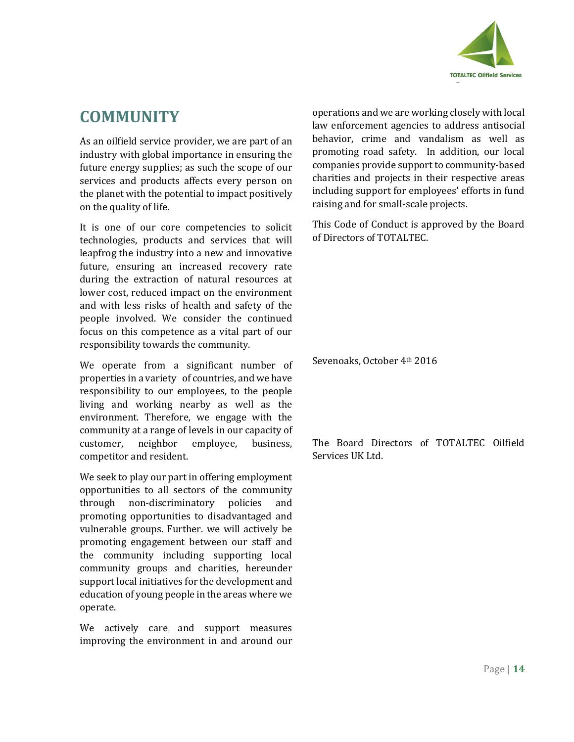## COMMUNITY

As an oilfield service provider, we are part of an industry with global importance in ensuring the future energy supplies; as such the scope of our services and products affects every person on the planet with the potential to impact positively on the quality of life.

It is one of our core competencies to solicit technologies, products and services that will leapfrog the industry into a new and innovative future, ensuring an increased recovery rate during the extraction of natural resources at lower cost, reduced impact on the environment and with less risks of health and safety of the people involved. We consider the continued focus on this competence as a vital part of our responsibility towards the community.

We operate from a significant number of properties in a variety of countries, and we have responsibility to our employees, to the people living and working nearby as well as the environment. Therefore, we engage with the community at a range of levels in our capacity of customer, neighbor employee, business, competitor and resident.

We seek to play our part in offering employment opportunities to all sectors of the community through non-discriminatory policies and promoting opportunities to disadvantaged and vulnerable groups. Further. we will actively be promoting engagement between our staff and the community including supporting local community groups and charities, hereunder support local initiatives for the development and education of young people in the areas where we operate.

We actively care and support measures improving the environment in and around our operations and we are working closely with local law enforcement agencies to address antisocial behavior, crime and vandalism as well as promoting road safety. In addition, our local companies provide support to community-based charities and projects in their respective areas including support for employees' efforts in fund raising and for small-scale projects.

This Code of Conduct is approved by the Board of Directors of TOTALTEC.

Sevenoaks, October 4th 2016

The Board Directors of TOTALTEC Oilfield Services UK Ltd.